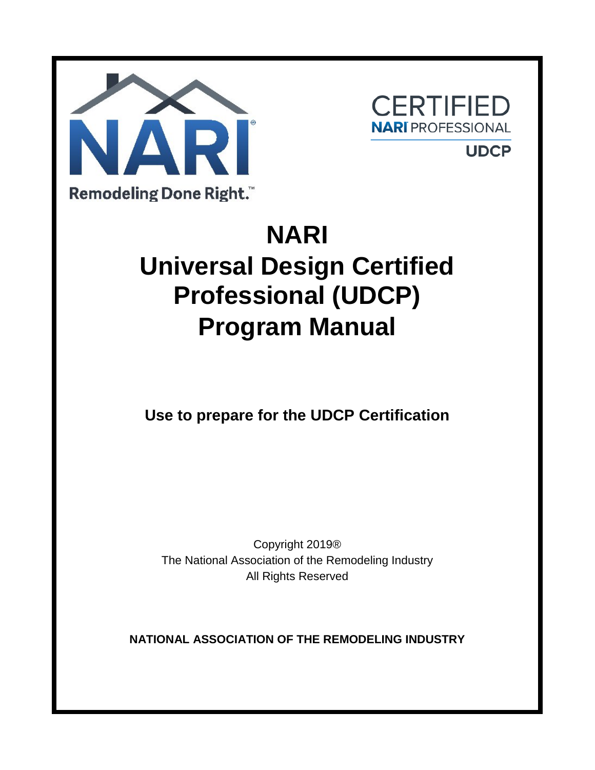NARI

Remodeling Done Right.™

CERTIFIED
NARI PROFESSIONAL
UDCP

# NARI Universal Design Certified Professional (UDCP) Program Manual

**Use to prepare for the UDCP Certification**

Copyright 2019®
The National Association of the Remodeling Industry
All Rights Reserved

**NATIONAL ASSOCIATION OF THE REMODELING INDUSTRY**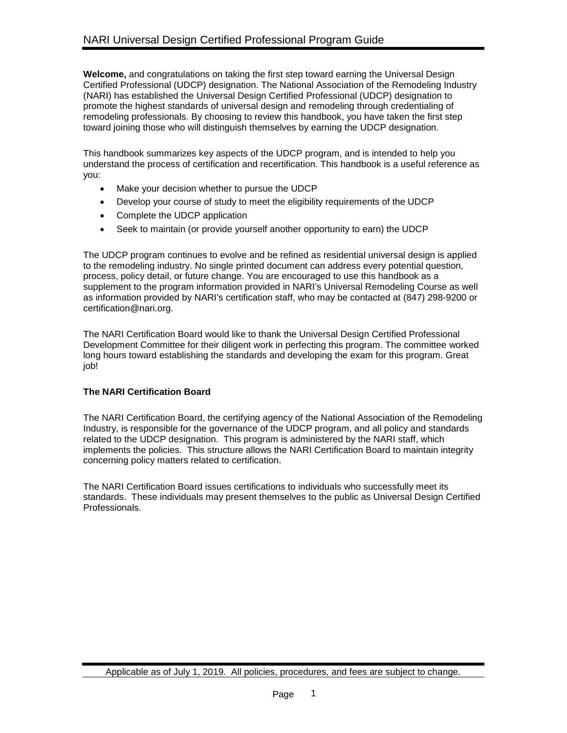**Welcome,** and congratulations on taking the first step toward earning the Universal Design Certified Professional (UDCP) designation. The National Association of the Remodeling Industry (NARI) has established the Universal Design Certified Professional (UDCP) designation to promote the highest standards of universal design and remodeling through credentialing of remodeling professionals. By choosing to review this handbook, you have taken the first step toward joining those who will distinguish themselves by earning the UDCP designation.

This handbook summarizes key aspects of the UDCP program, and is intended to help you understand the process of certification and recertification. This handbook is a useful reference as you:

- Make your decision whether to pursue the UDCP
- Develop your course of study to meet the eligibility requirements of the UDCP
- Complete the UDCP application
- Seek to maintain (or provide yourself another opportunity to earn) the UDCP

The UDCP program continues to evolve and be refined as residential universal design is applied to the remodeling industry. No single printed document can address every potential question, process, policy detail, or future change. You are encouraged to use this handbook as a supplement to the program information provided in NARI's Universal Remodeling Course as well as information provided by NARI's certification staff, who may be contacted at (847) 298-9200 or certification@nari.org.

The NARI Certification Board would like to thank the Universal Design Certified Professional Development Committee for their diligent work in perfecting this program. The committee worked long hours toward establishing the standards and developing the exam for this program. Great job!

### The NARI Certification Board

The NARI Certification Board, the certifying agency of the National Association of the Remodeling Industry, is responsible for the governance of the UDCP program, and all policy and standards related to the UDCP designation. This program is administered by the NARI staff, which implements the policies. This structure allows the NARI Certification Board to maintain integrity concerning policy matters related to certification.

The NARI Certification Board issues certifications to individuals who successfully meet its standards. These individuals may present themselves to the public as Universal Design Certified Professionals.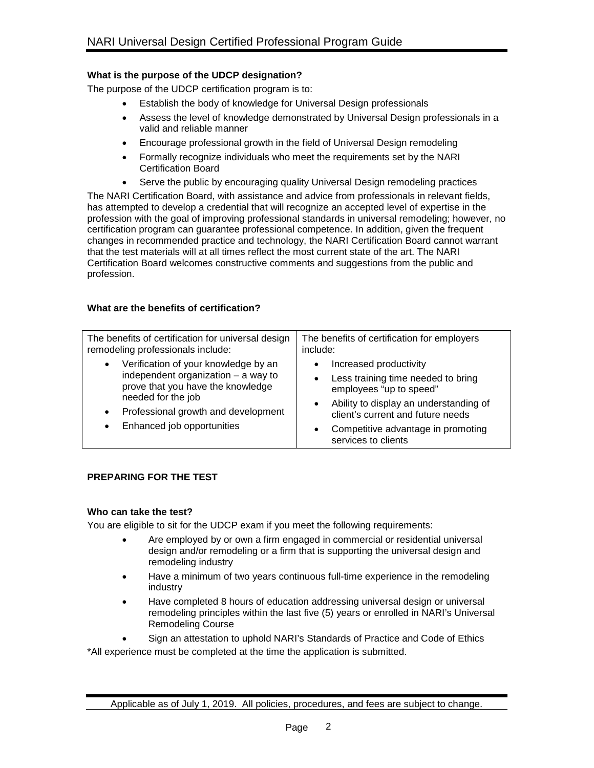### What is the purpose of the UDCP designation?

The purpose of the UDCP certification program is to:

- Establish the body of knowledge for Universal Design professionals
- Assess the level of knowledge demonstrated by Universal Design professionals in a valid and reliable manner
- Encourage professional growth in the field of Universal Design remodeling
- Formally recognize individuals who meet the requirements set by the NARI Certification Board
- Serve the public by encouraging quality Universal Design remodeling practices

The NARI Certification Board, with assistance and advice from professionals in relevant fields, has attempted to develop a credential that will recognize an accepted level of expertise in the profession with the goal of improving professional standards in universal remodeling; however, no certification program can guarantee professional competence. In addition, given the frequent changes in recommended practice and technology, the NARI Certification Board cannot warrant that the test materials will at all times reflect the most current state of the art. The NARI Certification Board welcomes constructive comments and suggestions from the public and profession.

### What are the benefits of certification?

| The benefits of certification for universal design remodeling professionals include: | The benefits of certification for employers include: |
|---|---|
| • Verification of your knowledge by an independent organization – a way to prove that you have the knowledge needed for the job<br>• Professional growth and development<br>• Enhanced job opportunities | • Increased productivity<br>• Less training time needed to bring employees "up to speed"<br>• Ability to display an understanding of client's current and future needs<br>• Competitive advantage in promoting services to clients |

## PREPARING FOR THE TEST

### Who can take the test?

You are eligible to sit for the UDCP exam if you meet the following requirements:

- Are employed by or own a firm engaged in commercial or residential universal design and/or remodeling or a firm that is supporting the universal design and remodeling industry
- Have a minimum of two years continuous full-time experience in the remodeling industry
- Have completed 8 hours of education addressing universal design or universal remodeling principles within the last five (5) years or enrolled in NARI's Universal Remodeling Course
- Sign an attestation to uphold NARI's Standards of Practice and Code of Ethics

*All experience must be completed at the time the application is submitted.

Applicable as of July 1, 2019. All policies, procedures, and fees are subject to change.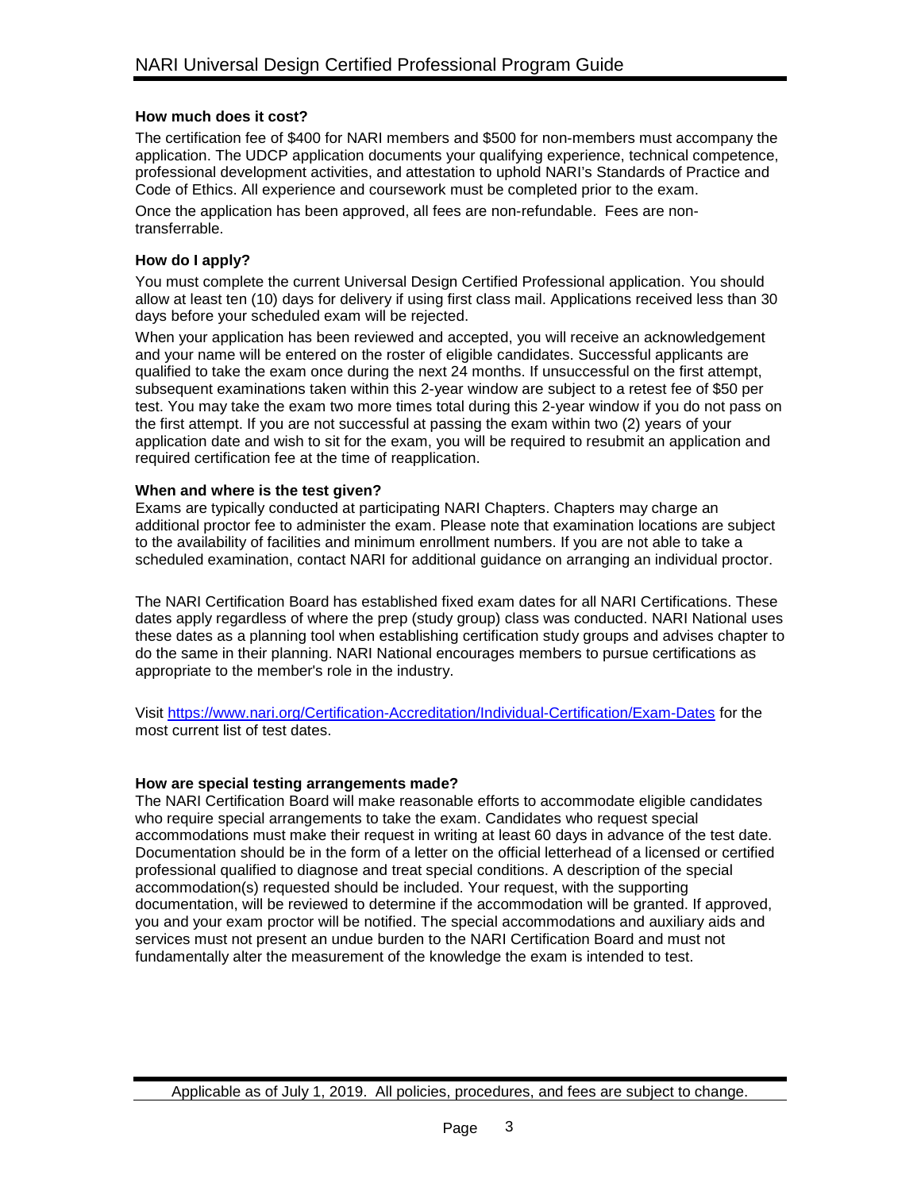### How much does it cost?

The certification fee of $400 for NARI members and $500 for non-members must accompany the application. The UDCP application documents your qualifying experience, technical competence, professional development activities, and attestation to uphold NARI's Standards of Practice and Code of Ethics. All experience and coursework must be completed prior to the exam.

Once the application has been approved, all fees are non-refundable. Fees are non-transferrable.

### How do I apply?

You must complete the current Universal Design Certified Professional application. You should allow at least ten (10) days for delivery if using first class mail. Applications received less than 30 days before your scheduled exam will be rejected.

When your application has been reviewed and accepted, you will receive an acknowledgement and your name will be entered on the roster of eligible candidates. Successful applicants are qualified to take the exam once during the next 24 months. If unsuccessful on the first attempt, subsequent examinations taken within this 2-year window are subject to a retest fee of $50 per test. You may take the exam two more times total during this 2-year window if you do not pass on the first attempt. If you are not successful at passing the exam within two (2) years of your application date and wish to sit for the exam, you will be required to resubmit an application and required certification fee at the time of reapplication.

### When and where is the test given?

Exams are typically conducted at participating NARI Chapters. Chapters may charge an additional proctor fee to administer the exam. Please note that examination locations are subject to the availability of facilities and minimum enrollment numbers. If you are not able to take a scheduled examination, contact NARI for additional guidance on arranging an individual proctor.

The NARI Certification Board has established fixed exam dates for all NARI Certifications. These dates apply regardless of where the prep (study group) class was conducted. NARI National uses these dates as a planning tool when establishing certification study groups and advises chapter to do the same in their planning. NARI National encourages members to pursue certifications as appropriate to the member's role in the industry.

Visit https://www.nari.org/Certification-Accreditation/Individual-Certification/Exam-Dates for the most current list of test dates.

### How are special testing arrangements made?

The NARI Certification Board will make reasonable efforts to accommodate eligible candidates who require special arrangements to take the exam. Candidates who request special accommodations must make their request in writing at least 60 days in advance of the test date. Documentation should be in the form of a letter on the official letterhead of a licensed or certified professional qualified to diagnose and treat special conditions. A description of the special accommodation(s) requested should be included. Your request, with the supporting documentation, will be reviewed to determine if the accommodation will be granted. If approved, you and your exam proctor will be notified. The special accommodations and auxiliary aids and services must not present an undue burden to the NARI Certification Board and must not fundamentally alter the measurement of the knowledge the exam is intended to test.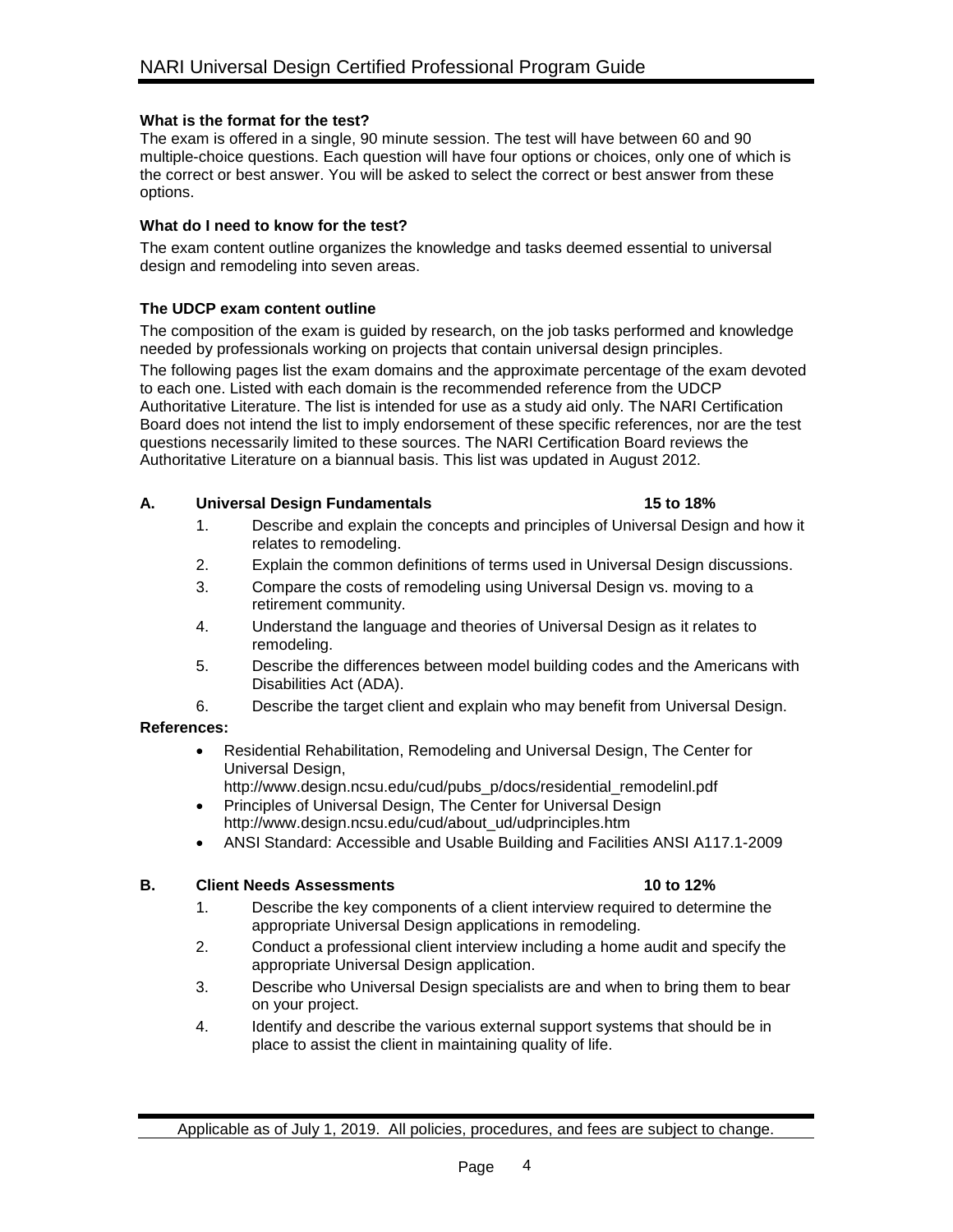### What is the format for the test?

The exam is offered in a single, 90 minute session. The test will have between 60 and 90 multiple-choice questions. Each question will have four options or choices, only one of which is the correct or best answer. You will be asked to select the correct or best answer from these options.

### What do I need to know for the test?

The exam content outline organizes the knowledge and tasks deemed essential to universal design and remodeling into seven areas.

### The UDCP exam content outline

The composition of the exam is guided by research, on the job tasks performed and knowledge needed by professionals working on projects that contain universal design principles.

The following pages list the exam domains and the approximate percentage of the exam devoted to each one. Listed with each domain is the recommended reference from the UDCP Authoritative Literature. The list is intended for use as a study aid only. The NARI Certification Board does not intend the list to imply endorsement of these specific references, nor are the test questions necessarily limited to these sources. The NARI Certification Board reviews the Authoritative Literature on a biannual basis. This list was updated in August 2012.

**A. Universal Design Fundamentals — 15 to 18%**

1. Describe and explain the concepts and principles of Universal Design and how it relates to remodeling.
2. Explain the common definitions of terms used in Universal Design discussions.
3. Compare the costs of remodeling using Universal Design vs. moving to a retirement community.
4. Understand the language and theories of Universal Design as it relates to remodeling.
5. Describe the differences between model building codes and the Americans with Disabilities Act (ADA).
6. Describe the target client and explain who may benefit from Universal Design.

**References:**

- Residential Rehabilitation, Remodeling and Universal Design, The Center for Universal Design, http://www.design.ncsu.edu/cud/pubs_p/docs/residential_remodelinl.pdf
- Principles of Universal Design, The Center for Universal Design http://www.design.ncsu.edu/cud/about_ud/udprinciples.htm
- ANSI Standard: Accessible and Usable Building and Facilities ANSI A117.1-2009

**B. Client Needs Assessments — 10 to 12%**

1. Describe the key components of a client interview required to determine the appropriate Universal Design applications in remodeling.
2. Conduct a professional client interview including a home audit and specify the appropriate Universal Design application.
3. Describe who Universal Design specialists are and when to bring them to bear on your project.
4. Identify and describe the various external support systems that should be in place to assist the client in maintaining quality of life.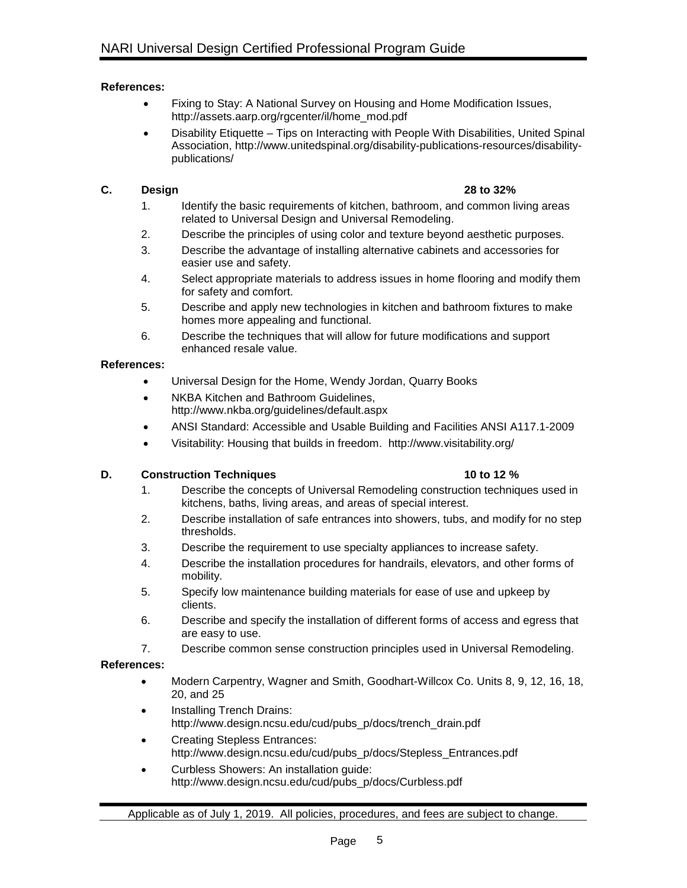**References:**

- Fixing to Stay: A National Survey on Housing and Home Modification Issues, http://assets.aarp.org/rgcenter/il/home_mod.pdf
- Disability Etiquette – Tips on Interacting with People With Disabilities, United Spinal Association, http://www.unitedspinal.org/disability-publications-resources/disability-publications/

**C. Design 28 to 32%**

1. Identify the basic requirements of kitchen, bathroom, and common living areas related to Universal Design and Universal Remodeling.
2. Describe the principles of using color and texture beyond aesthetic purposes.
3. Describe the advantage of installing alternative cabinets and accessories for easier use and safety.
4. Select appropriate materials to address issues in home flooring and modify them for safety and comfort.
5. Describe and apply new technologies in kitchen and bathroom fixtures to make homes more appealing and functional.
6. Describe the techniques that will allow for future modifications and support enhanced resale value.

**References:**

- Universal Design for the Home, Wendy Jordan, Quarry Books
- NKBA Kitchen and Bathroom Guidelines, http://www.nkba.org/guidelines/default.aspx
- ANSI Standard: Accessible and Usable Building and Facilities ANSI A117.1-2009
- Visitability: Housing that builds in freedom. http://www.visitability.org/

**D. Construction Techniques 10 to 12 %**

1. Describe the concepts of Universal Remodeling construction techniques used in kitchens, baths, living areas, and areas of special interest.
2. Describe installation of safe entrances into showers, tubs, and modify for no step thresholds.
3. Describe the requirement to use specialty appliances to increase safety.
4. Describe the installation procedures for handrails, elevators, and other forms of mobility.
5. Specify low maintenance building materials for ease of use and upkeep by clients.
6. Describe and specify the installation of different forms of access and egress that are easy to use.
7. Describe common sense construction principles used in Universal Remodeling.

**References:**

- Modern Carpentry, Wagner and Smith, Goodhart-Willcox Co. Units 8, 9, 12, 16, 18, 20, and 25
- Installing Trench Drains: http://www.design.ncsu.edu/cud/pubs_p/docs/trench_drain.pdf
- Creating Stepless Entrances: http://www.design.ncsu.edu/cud/pubs_p/docs/Stepless_Entrances.pdf
- Curbless Showers: An installation guide: http://www.design.ncsu.edu/cud/pubs_p/docs/Curbless.pdf

Applicable as of July 1, 2019. All policies, procedures, and fees are subject to change.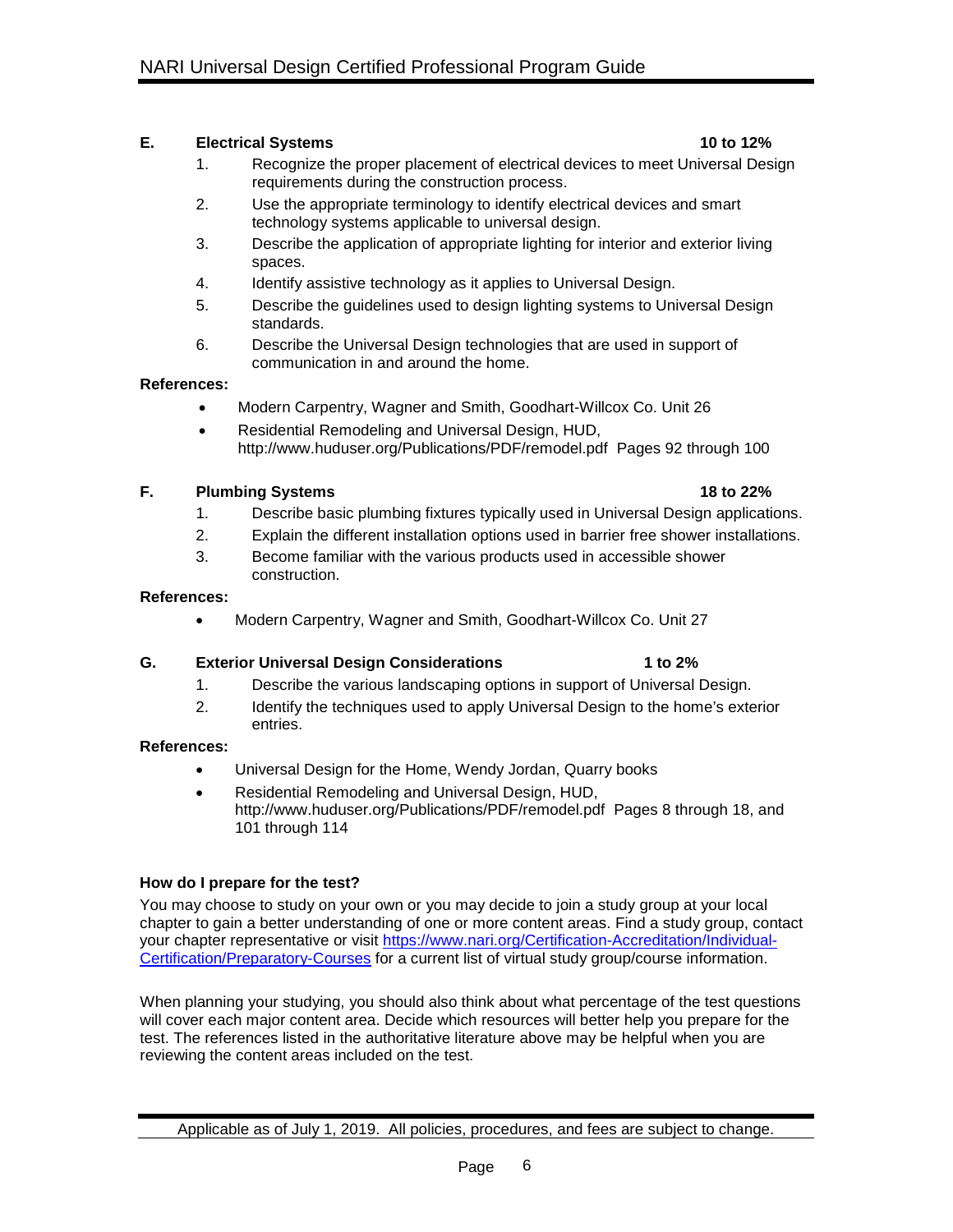**E. Electrical Systems 10 to 12%**

1. Recognize the proper placement of electrical devices to meet Universal Design requirements during the construction process.
2. Use the appropriate terminology to identify electrical devices and smart technology systems applicable to universal design.
3. Describe the application of appropriate lighting for interior and exterior living spaces.
4. Identify assistive technology as it applies to Universal Design.
5. Describe the guidelines used to design lighting systems to Universal Design standards.
6. Describe the Universal Design technologies that are used in support of communication in and around the home.

**References:**

- Modern Carpentry, Wagner and Smith, Goodhart-Willcox Co. Unit 26
- Residential Remodeling and Universal Design, HUD, http://www.huduser.org/Publications/PDF/remodel.pdf Pages 92 through 100

**F. Plumbing Systems 18 to 22%**

1. Describe basic plumbing fixtures typically used in Universal Design applications.
2. Explain the different installation options used in barrier free shower installations.
3. Become familiar with the various products used in accessible shower construction.

**References:**

- Modern Carpentry, Wagner and Smith, Goodhart-Willcox Co. Unit 27

**G. Exterior Universal Design Considerations 1 to 2%**

1. Describe the various landscaping options in support of Universal Design.
2. Identify the techniques used to apply Universal Design to the home's exterior entries.

**References:**

- Universal Design for the Home, Wendy Jordan, Quarry books
- Residential Remodeling and Universal Design, HUD, http://www.huduser.org/Publications/PDF/remodel.pdf Pages 8 through 18, and 101 through 114

**How do I prepare for the test?**

You may choose to study on your own or you may decide to join a study group at your local chapter to gain a better understanding of one or more content areas. Find a study group, contact your chapter representative or visit https://www.nari.org/Certification-Accreditation/Individual-Certification/Preparatory-Courses for a current list of virtual study group/course information.

When planning your studying, you should also think about what percentage of the test questions will cover each major content area. Decide which resources will better help you prepare for the test. The references listed in the authoritative literature above may be helpful when you are reviewing the content areas included on the test.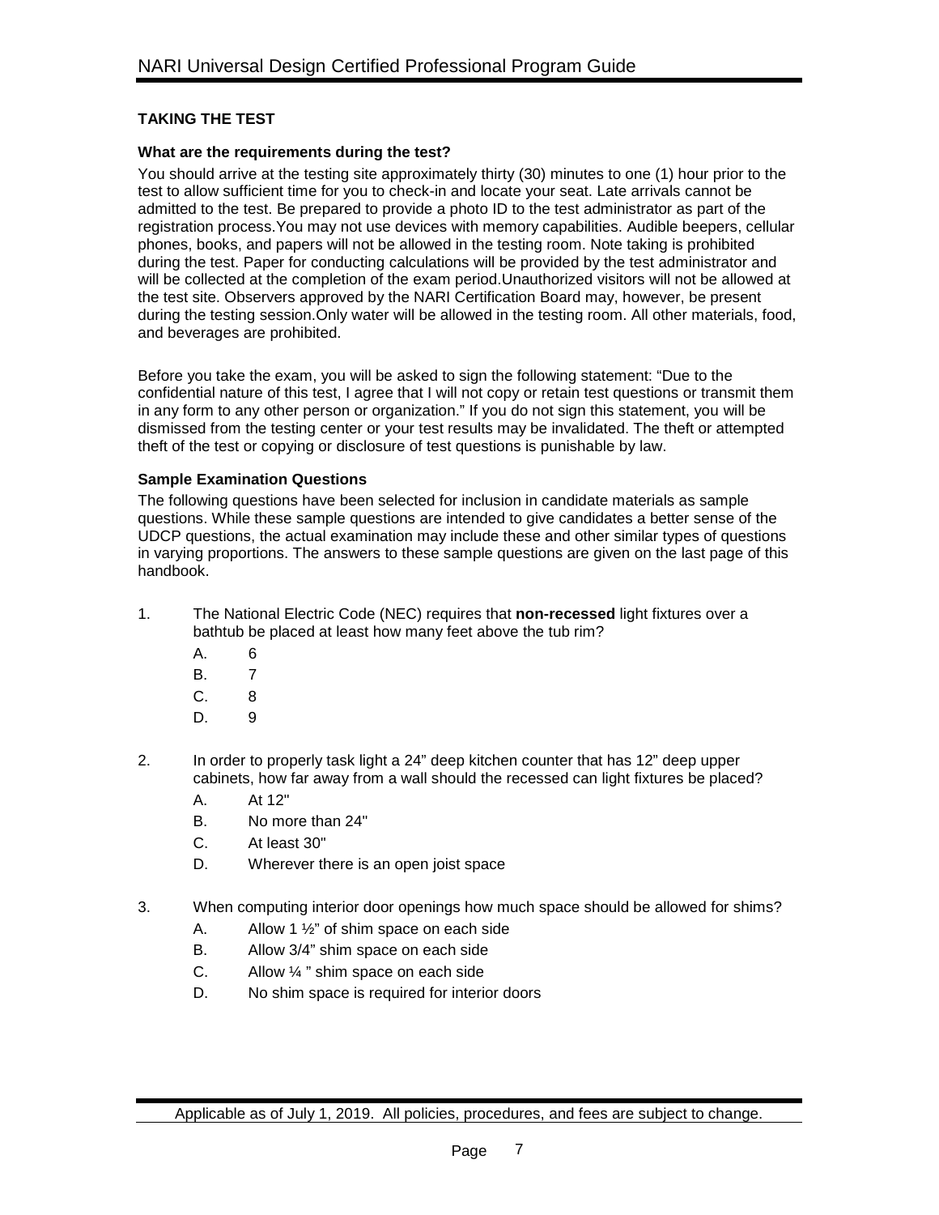## TAKING THE TEST

### What are the requirements during the test?

You should arrive at the testing site approximately thirty (30) minutes to one (1) hour prior to the test to allow sufficient time for you to check-in and locate your seat. Late arrivals cannot be admitted to the test. Be prepared to provide a photo ID to the test administrator as part of the registration process.You may not use devices with memory capabilities. Audible beepers, cellular phones, books, and papers will not be allowed in the testing room. Note taking is prohibited during the test. Paper for conducting calculations will be provided by the test administrator and will be collected at the completion of the exam period.Unauthorized visitors will not be allowed at the test site. Observers approved by the NARI Certification Board may, however, be present during the testing session.Only water will be allowed in the testing room. All other materials, food, and beverages are prohibited.

Before you take the exam, you will be asked to sign the following statement: "Due to the confidential nature of this test, I agree that I will not copy or retain test questions or transmit them in any form to any other person or organization." If you do not sign this statement, you will be dismissed from the testing center or your test results may be invalidated. The theft or attempted theft of the test or copying or disclosure of test questions is punishable by law.

### Sample Examination Questions

The following questions have been selected for inclusion in candidate materials as sample questions. While these sample questions are intended to give candidates a better sense of the UDCP questions, the actual examination may include these and other similar types of questions in varying proportions. The answers to these sample questions are given on the last page of this handbook.

1. The National Electric Code (NEC) requires that **non-recessed** light fixtures over a bathtub be placed at least how many feet above the tub rim?
   - A. 6
   - B. 7
   - C. 8
   - D. 9

2. In order to properly task light a 24" deep kitchen counter that has 12" deep upper cabinets, how far away from a wall should the recessed can light fixtures be placed?
   - A. At 12"
   - B. No more than 24"
   - C. At least 30"
   - D. Wherever there is an open joist space

3. When computing interior door openings how much space should be allowed for shims?
   - A. Allow 1 ½" of shim space on each side
   - B. Allow 3/4" shim space on each side
   - C. Allow ¼ " shim space on each side
   - D. No shim space is required for interior doors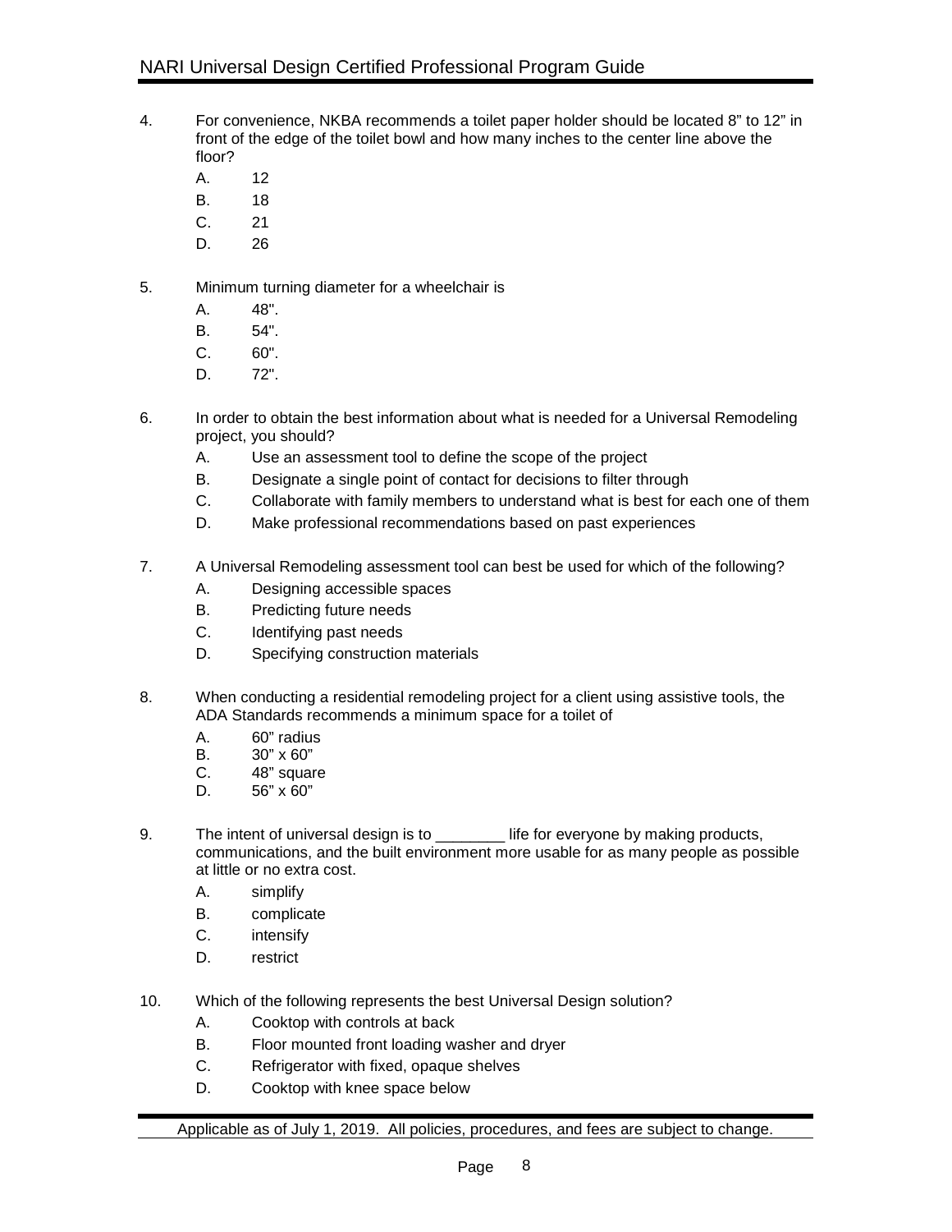4. For convenience, NKBA recommends a toilet paper holder should be located 8” to 12” in front of the edge of the toilet bowl and how many inches to the center line above the floor?
   - A. 12
   - B. 18
   - C. 21
   - D. 26

5. Minimum turning diameter for a wheelchair is
   - A. 48".
   - B. 54".
   - C. 60".
   - D. 72".

6. In order to obtain the best information about what is needed for a Universal Remodeling project, you should?
   - A. Use an assessment tool to define the scope of the project
   - B. Designate a single point of contact for decisions to filter through
   - C. Collaborate with family members to understand what is best for each one of them
   - D. Make professional recommendations based on past experiences

7. A Universal Remodeling assessment tool can best be used for which of the following?
   - A. Designing accessible spaces
   - B. Predicting future needs
   - C. Identifying past needs
   - D. Specifying construction materials

8. When conducting a residential remodeling project for a client using assistive tools, the ADA Standards recommends a minimum space for a toilet of
   - A. 60” radius
   - B. 30” x 60”
   - C. 48” square
   - D. 56” x 60”

9. The intent of universal design is to ________ life for everyone by making products, communications, and the built environment more usable for as many people as possible at little or no extra cost.
   - A. simplify
   - B. complicate
   - C. intensify
   - D. restrict

10. Which of the following represents the best Universal Design solution?
    - A. Cooktop with controls at back
    - B. Floor mounted front loading washer and dryer
    - C. Refrigerator with fixed, opaque shelves
    - D. Cooktop with knee space below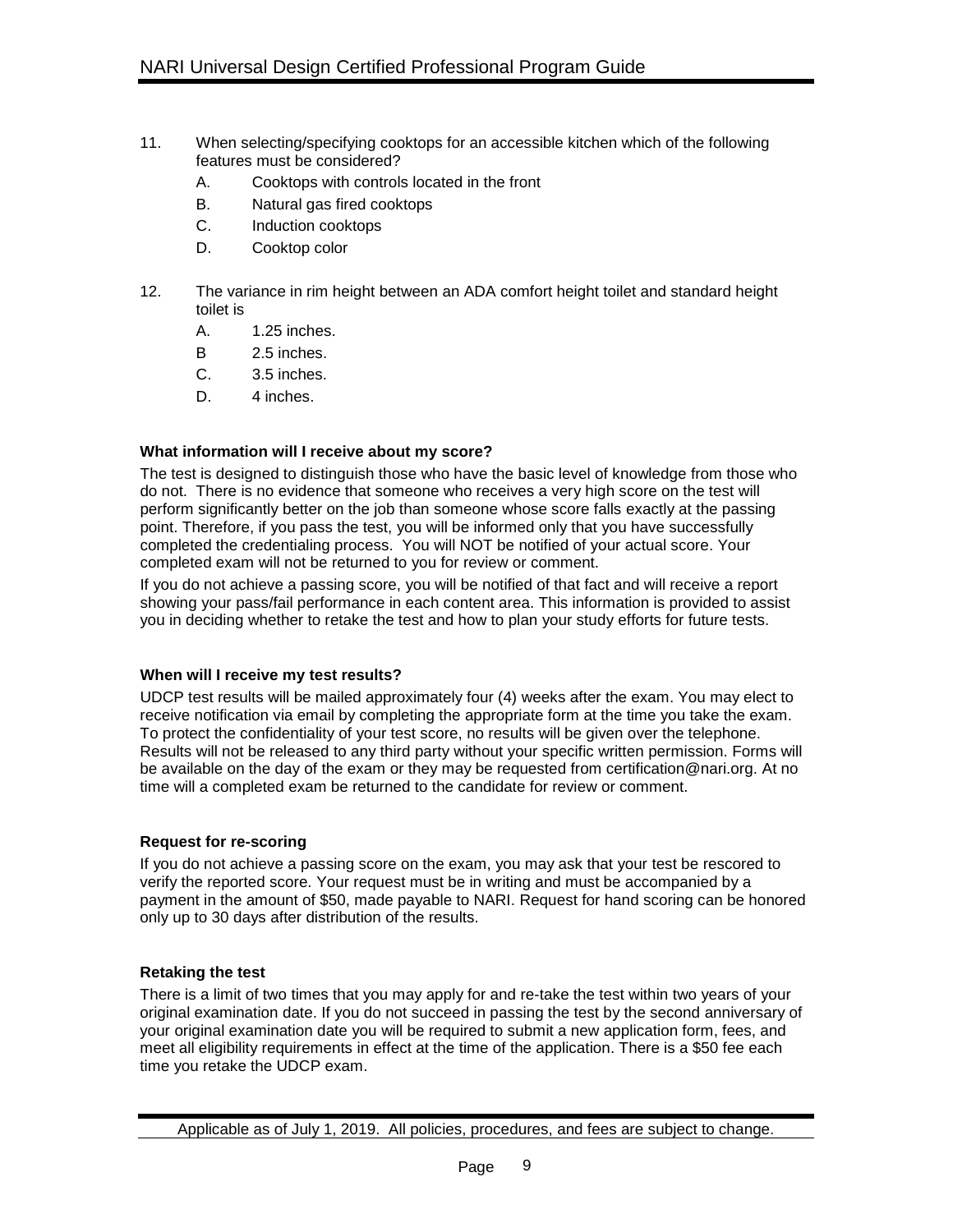11. When selecting/specifying cooktops for an accessible kitchen which of the following features must be considered?
    - A. Cooktops with controls located in the front
    - B. Natural gas fired cooktops
    - C. Induction cooktops
    - D. Cooktop color

12. The variance in rim height between an ADA comfort height toilet and standard height toilet is
    - A. 1.25 inches.
    - B 2.5 inches.
    - C. 3.5 inches.
    - D. 4 inches.

**What information will I receive about my score?**

The test is designed to distinguish those who have the basic level of knowledge from those who do not. There is no evidence that someone who receives a very high score on the test will perform significantly better on the job than someone whose score falls exactly at the passing point. Therefore, if you pass the test, you will be informed only that you have successfully completed the credentialing process. You will NOT be notified of your actual score. Your completed exam will not be returned to you for review or comment.

If you do not achieve a passing score, you will be notified of that fact and will receive a report showing your pass/fail performance in each content area. This information is provided to assist you in deciding whether to retake the test and how to plan your study efforts for future tests.

**When will I receive my test results?**

UDCP test results will be mailed approximately four (4) weeks after the exam. You may elect to receive notification via email by completing the appropriate form at the time you take the exam. To protect the confidentiality of your test score, no results will be given over the telephone. Results will not be released to any third party without your specific written permission. Forms will be available on the day of the exam or they may be requested from certification@nari.org. At no time will a completed exam be returned to the candidate for review or comment.

**Request for re-scoring**

If you do not achieve a passing score on the exam, you may ask that your test be rescored to verify the reported score. Your request must be in writing and must be accompanied by a payment in the amount of $50, made payable to NARI. Request for hand scoring can be honored only up to 30 days after distribution of the results.

**Retaking the test**

There is a limit of two times that you may apply for and re-take the test within two years of your original examination date. If you do not succeed in passing the test by the second anniversary of your original examination date you will be required to submit a new application form, fees, and meet all eligibility requirements in effect at the time of the application. There is a $50 fee each time you retake the UDCP exam.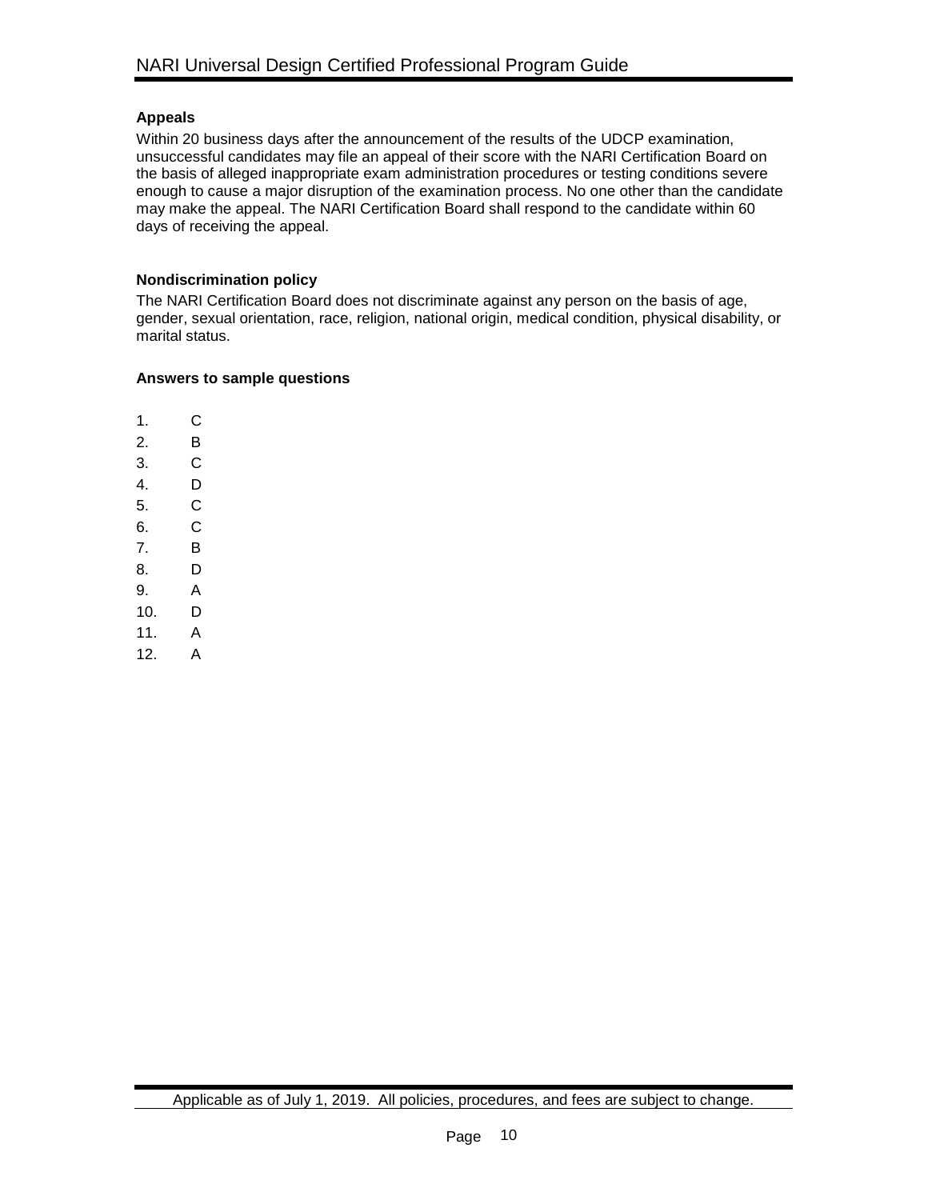**Appeals**

Within 20 business days after the announcement of the results of the UDCP examination, unsuccessful candidates may file an appeal of their score with the NARI Certification Board on the basis of alleged inappropriate exam administration procedures or testing conditions severe enough to cause a major disruption of the examination process. No one other than the candidate may make the appeal. The NARI Certification Board shall respond to the candidate within 60 days of receiving the appeal.

**Nondiscrimination policy**

The NARI Certification Board does not discriminate against any person on the basis of age, gender, sexual orientation, race, religion, national origin, medical condition, physical disability, or marital status.

**Answers to sample questions**

1. C
2. B
3. C
4. D
5. C
6. C
7. B
8. D
9. A
10. D
11. A
12. A

Applicable as of July 1, 2019. All policies, procedures, and fees are subject to change.